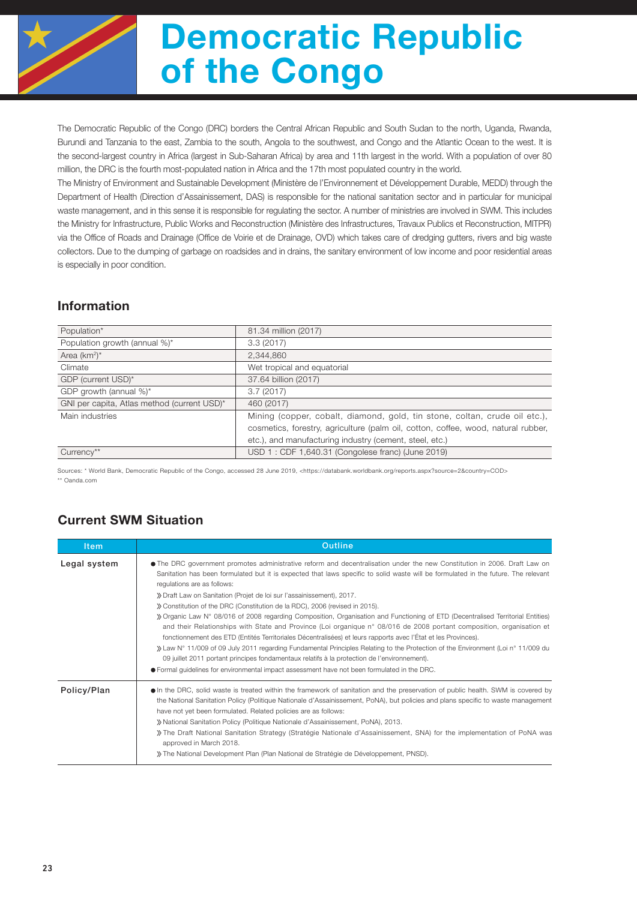# Democratic Republic of the Congo

The Democratic Republic of the Congo (DRC) borders the Central African Republic and South Sudan to the north, Uganda, Rwanda, Burundi and Tanzania to the east, Zambia to the south, Angola to the southwest, and Congo and the Atlantic Ocean to the west. It is the second-largest country in Africa (largest in Sub-Saharan Africa) by area and 11th largest in the world. With a population of over 80 million, the DRC is the fourth most-populated nation in Africa and the 17th most populated country in the world.

The Ministry of Environment and Sustainable Development (Ministère de l'Environnement et Développement Durable, MEDD) through the Department of Health (Direction d'Assainissement, DAS) is responsible for the national sanitation sector and in particular for municipal waste management, and in this sense it is responsible for regulating the sector. A number of ministries are involved in SWM. This includes the Ministry for Infrastructure, Public Works and Reconstruction (Ministère des Infrastructures, Travaux Publics et Reconstruction, MITPR) via the Office of Roads and Drainage (Office de Voirie et de Drainage, OVD) which takes care of dredging gutters, rivers and big waste collectors. Due to the dumping of garbage on roadsides and in drains, the sanitary environment of low income and poor residential areas is especially in poor condition.

## Information

| | |
|---|---|
| Population* | 81.34 million (2017) |
| Population growth (annual %)* | 3.3 (2017) |
| Area (km$^2$)* | 2,344,860 |
| Climate | Wet tropical and equatorial |
| GDP (current USD)* | 37.64 billion (2017) |
| GDP growth (annual %)* | 3.7 (2017) |
| GNI per capita, Atlas method (current USD)* | 460 (2017) |
| Main industries | Mining (copper, cobalt, diamond, gold, tin stone, coltan, crude oil etc.), cosmetics, forestry, agriculture (palm oil, cotton, coffee, wood, natural rubber, etc.), and manufacturing industry (cement, steel, etc.) |
| Currency** | USD 1 : CDF 1,640.31 (Congolese franc) (June 2019) |

Sources: * World Bank, Democratic Republic of the Congo, accessed 28 June 2019, <https://databank.worldbank.org/reports.aspx?source=2&country=COD>
** Oanda.com

## Current SWM Situation

| Item | Outline |
|---|---|
| Legal system | ● The DRC government promotes administrative reform and decentralisation under the new Constitution in 2006. Draft Law on Sanitation has been formulated but it is expected that laws specific to solid waste will be formulated in the future. The relevant regulations are as follows:<br>》Draft Law on Sanitation (Projet de loi sur l'assainissement), 2017.<br>》Constitution of the DRC (Constitution de la RDC), 2006 (revised in 2015).<br>》Organic Law N° 08/016 of 2008 regarding Composition, Organisation and Functioning of ETD (Decentralised Territorial Entities) and their Relationships with State and Province (Loi organique n° 08/016 de 2008 portant composition, organisation et fonctionnement des ETD (Entités Territoriales Décentralisées) et leurs rapports avec l'État et les Provinces).<br>》Law N° 11/009 of 09 July 2011 regarding Fundamental Principles Relating to the Protection of the Environment (Loi n° 11/009 du 09 juillet 2011 portant principes fondamentaux relatifs à la protection de l'environnement).<br>● Formal guidelines for environmental impact assessment have not been formulated in the DRC. |
| Policy/Plan | ● In the DRC, solid waste is treated within the framework of sanitation and the preservation of public health. SWM is covered by the National Sanitation Policy (Politique Nationale d'Assainissement, PoNA), but policies and plans specific to waste management have not yet been formulated. Related policies are as follows:<br>》National Sanitation Policy (Politique Nationale d'Assainissement, PoNA), 2013.<br>》The Draft National Sanitation Strategy (Stratégie Nationale d'Assainissement, SNA) for the implementation of PoNA was approved in March 2018.<br>》The National Development Plan (Plan National de Stratégie de Développement, PNSD). |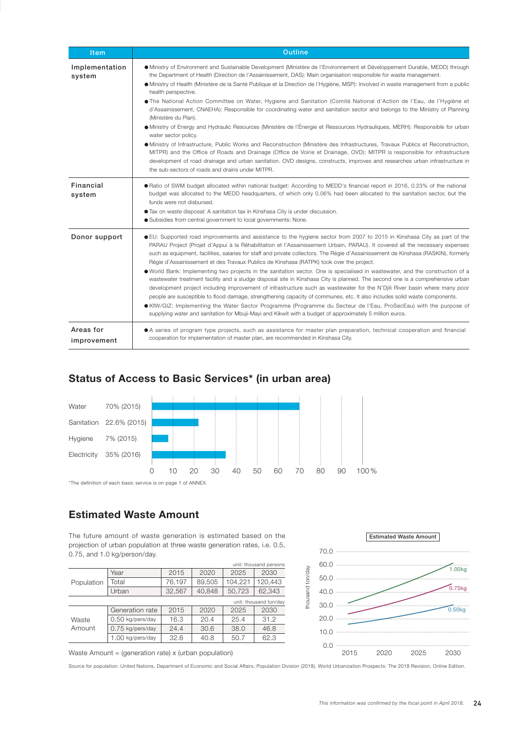| Item | Outline |
|---|---|
| Implementation system | ● Ministry of Environment and Sustainable Development (Ministère de l'Environnement et Développement Durable, MEDD) through the Department of Health (Direction de l'Assainissement, DAS): Main organisation responsible for waste management.<br>● Ministry of Health (Ministère de la Santé Publique et la Direction de l'Hygiène, MSP): Involved in waste management from a public health perspective.<br>● The National Action Committee on Water, Hygiene and Sanitation (Comité National d'Action de l'Eau, de l'Hygiène et d'Assainissement, CNAEHA): Responsible for coordinating water and sanitation sector and belongs to the Ministry of Planning (Ministère du Plan).<br>● Ministry of Energy and Hydraulic Resources (Ministère de l'Énergie et Ressources Hydrauliques, MERH): Responsible for urban water sector policy.<br>● Ministry of Infrastructure, Public Works and Reconstruction (Ministère des Infrastructures, Travaux Publics et Reconstruction, MITPR) and the Office of Roads and Drainage (Office de Voirie et Drainage, OVD): MITPR is responsible for infrastructure development of road drainage and urban sanitation. OVD designs, constructs, improves and researches urban infrastructure in the sub-sectors of roads and drains under MITPR. |
| Financial system | ● Ratio of SWM budget allocated within national budget: According to MEDD's financial report in 2016, 0.23% of the national budget was allocated to the MEDD headquarters, of which only 0.06% had been allocated to the sanitation sector, but the funds were not disbursed.<br>● Tax on waste disposal: A sanitation tax in Kinshasa City is under discussion.<br>● Subsidies from central government to local governments: None. |
| Donor support | ● EU: Supported road improvements and assistance to the hygiene sector from 2007 to 2015 in Kinshasa City as part of the PARAU Project (Projet d'Appui à la Réhabilitation et l'Assainissement Urbain, PARAU). It covered all the necessary expenses such as equipment, facilities, salaries for staff and private collectors. The Régie d'Assainissement de Kinshasa (RASKIN), formerly Régie d'Assainissement et des Travaux Publics de Kinshasa (RATPK) took over the project.<br>● World Bank: Implementing two projects in the sanitation sector. One is specialised in wastewater, and the construction of a wastewater treatment facility and a sludge disposal site in Kinshasa City is planned. The second one is a comprehensive urban development project including improvement of infrastructure such as wastewater for the N'Djili River basin where many poor people are susceptible to flood damage, strengthening capacity of communes, etc. It also includes solid waste components.<br>● KfW/GIZ: Implementing the Water Sector Programme (Programme du Secteur de l'Eau, ProSecEau) with the purpose of supplying water and sanitation for Mbuji-Mayi and Kikwit with a budget of approximately 5 million euros. |
| Areas for improvement | ● A series of program type projects, such as assistance for master plan preparation, technical cooperation and financial cooperation for implementation of master plan, are recommended in Kinshasa City. |

## Status of Access to Basic Services* (in urban area)

Water 70% (2015)
Sanitation 22.6% (2015)
Hygiene 7% (2015)
Electricity 35% (2016)
0 10 20 30 40 50 60 70 80 90 100 %

*The definition of each basic service is on page 1 of ANNEX.

## Estimated Waste Amount

The future amount of waste generation is estimated based on the projection of urban population at three waste generation rates, i.e. 0.5, 0.75, and 1.0 kg/person/day.

unit: thousand persons

| | Year | 2015 | 2020 | 2025 | 2030 |
|---|---|---|---|---|---|
| Population | Total | 76,197 | 89,505 | 104,221 | 120,443 |
| | Urban | 32,567 | 40,848 | 50,723 | 62,343 |

unit: thousand ton/day

| | Generation rate | 2015 | 2020 | 2025 | 2030 |
|---|---|---|---|---|---|
| Waste Amount | 0.50 kg/pers/day | 16.3 | 20.4 | 25.4 | 31.2 |
| | 0.75 kg/pers/day | 24.4 | 30.6 | 38.0 | 46.8 |
| | 1.00 kg/pers/day | 32.6 | 40.8 | 50.7 | 62.3 |

Waste Amount = (generation rate) x (urban population)

Estimated Waste Amount
thousand ton/day
70.0
60.0
50.0
40.0
30.0
20.0
10.0
0.0
2015 2020 2025 2030
1.00kg
0.75kg
0.50kg

Source for population: United Nations, Department of Economic and Social Affairs, Population Division (2018). World Urbanization Prospects: The 2018 Revision, Online Edition.

*This information was confirmed by the focal point in April 2018.*